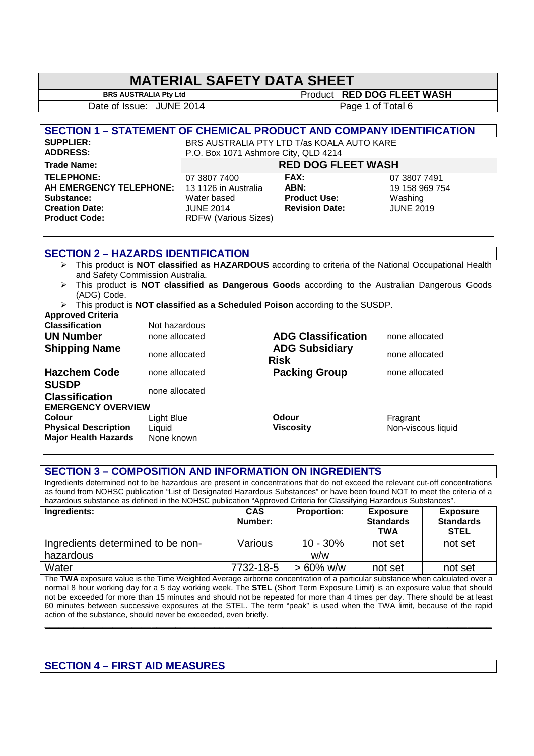# MATERIAL SAFETY DATA SHEET

| BRS AUSTRALIA Pty Ltd | Product **RED DOG FLEET WASH** |
|---|---|
| Date of Issue: JUNE 2014 | |

## SECTION 1 – STATEMENT OF CHEMICAL PRODUCT AND COMPANY IDENTIFICATION

| | | | |
|---|---|---|---|
| **SUPPLIER:** | BRS AUSTRALIA PTY LTD T/as KOALA AUTO KARE | | |
| **ADDRESS:** | P.O. Box 1071 Ashmore City, QLD 4214 | | |
| **Trade Name:** | **RED DOG FLEET WASH** | | |
| **TELEPHONE:** | 07 3807 7400 | **FAX:** | 07 3807 7491 |
| **AH EMERGENCY TELEPHONE:** | 13 1126 in Australia | **ABN:** | 19 158 969 754 |
| **Substance:** | Water based | **Product Use:** | Washing |
| **Creation Date:** | JUNE 2014 | **Revision Date:** | JUNE 2019 |
| **Product Code:** | RDFW (Various Sizes) | | |

## SECTION 2 – HAZARDS IDENTIFICATION

- This product is **NOT classified as HAZARDOUS** according to criteria of the National Occupational Health and Safety Commission Australia.
- This product is **NOT classified as Dangerous Goods** according to the Australian Dangerous Goods (ADG) Code.
- This product is **NOT classified as a Scheduled Poison** according to the SUSDP.

**Approved Criteria**

| | | | |
|---|---|---|---|
| **Classification** | Not hazardous | | |
| **UN Number** | none allocated | **ADG Classification** | none allocated |
| **Shipping Name** | none allocated | **ADG Subsidiary Risk** | none allocated |
| **Hazchem Code** | none allocated | **Packing Group** | none allocated |
| **SUSDP Classification** | none allocated | | |

**EMERGENCY OVERVIEW**

| | | | |
|---|---|---|---|
| **Colour** | Light Blue | **Odour** | Fragrant |
| **Physical Description** | Liquid | **Viscosity** | Non-viscous liquid |
| **Major Health Hazards** | None known | | |

## SECTION 3 – COMPOSITION AND INFORMATION ON INGREDIENTS

Ingredients determined not to be hazardous are present in concentrations that do not exceed the relevant cut-off concentrations as found from NOHSC publication "List of Designated Hazardous Substances" or have been found NOT to meet the criteria of a hazardous substance as defined in the NOHSC publication "Approved Criteria for Classifying Hazardous Substances".

| Ingredients: | CAS Number: | Proportion: | Exposure Standards TWA | Exposure Standards STEL |
|---|---|---|---|---|
| Ingredients determined to be non-hazardous | Various | 10 - 30% w/w | not set | not set |
| Water | 7732-18-5 | > 60% w/w | not set | not set |

The **TWA** exposure value is the Time Weighted Average airborne concentration of a particular substance when calculated over a normal 8 hour working day for a 5 day working week. The **STEL** (Short Term Exposure Limit) is an exposure value that should not be exceeded for more than 15 minutes and should not be repeated for more than 4 times per day. There should be at least 60 minutes between successive exposures at the STEL. The term "peak" is used when the TWA limit, because of the rapid action of the substance, should never be exceeded, even briefly.

## SECTION 4 – FIRST AID MEASURES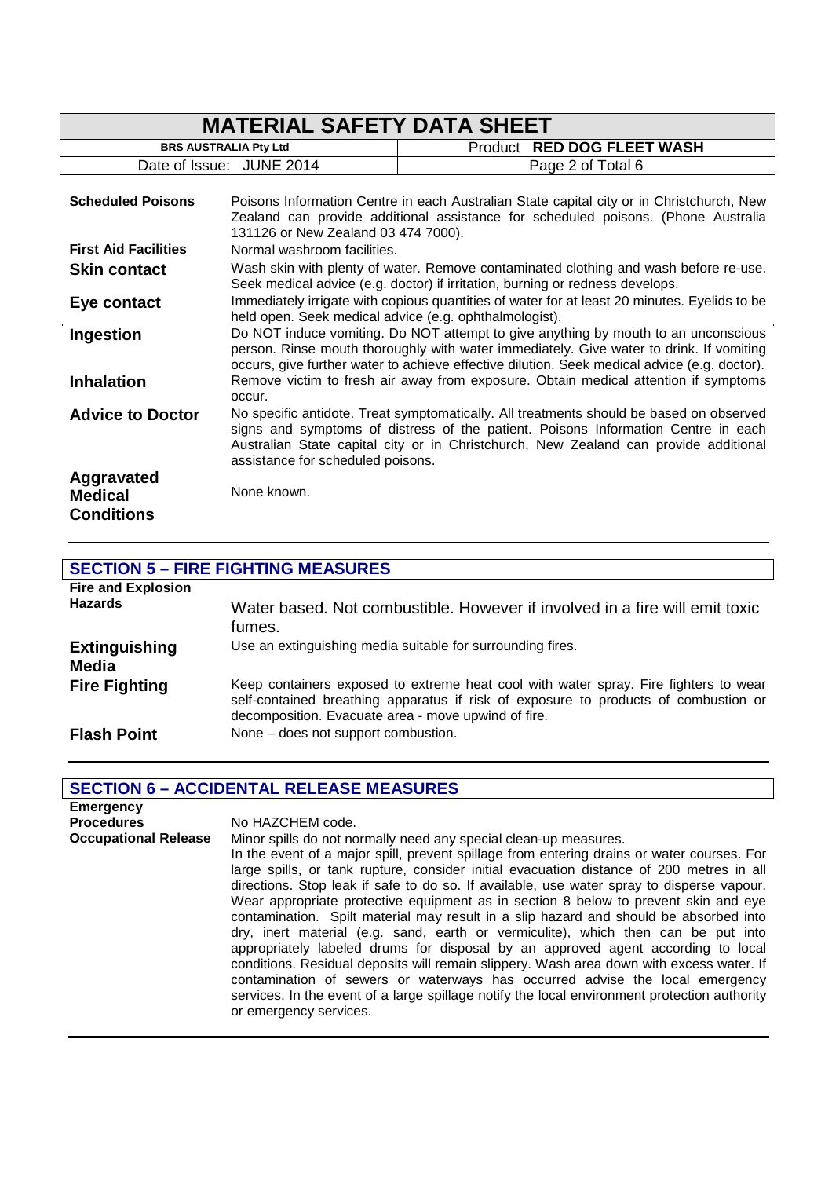| Field | Details |
| --- | --- |
| **Scheduled Poisons** | Poisons Information Centre in each Australian State capital city or in Christchurch, New Zealand can provide additional assistance for scheduled poisons. (Phone Australia 131126 or New Zealand 03 474 7000). |
| **First Aid Facilities** | Normal washroom facilities. |
| **Skin contact** | Wash skin with plenty of water. Remove contaminated clothing and wash before re-use. Seek medical advice (e.g. doctor) if irritation, burning or redness develops. |
| **Eye contact** | Immediately irrigate with copious quantities of water for at least 20 minutes. Eyelids to be held open. Seek medical advice (e.g. ophthalmologist). |
| **Ingestion** | Do NOT induce vomiting. Do NOT attempt to give anything by mouth to an unconscious person. Rinse mouth thoroughly with water immediately. Give water to drink. If vomiting occurs, give further water to achieve effective dilution. Seek medical advice (e.g. doctor). |
| **Inhalation** | Remove victim to fresh air away from exposure. Obtain medical attention if symptoms occur. |
| **Advice to Doctor** | No specific antidote. Treat symptomatically. All treatments should be based on observed signs and symptoms of distress of the patient. Poisons Information Centre in each Australian State capital city or in Christchurch, New Zealand can provide additional assistance for scheduled poisons. |
| **Aggravated Medical Conditions** | None known. |

## SECTION 5 – FIRE FIGHTING MEASURES

| Field | Details |
| --- | --- |
| **Fire and Explosion Hazards** | Water based. Not combustible. However if involved in a fire will emit toxic fumes. |
| **Extinguishing Media** | Use an extinguishing media suitable for surrounding fires. |
| **Fire Fighting** | Keep containers exposed to extreme heat cool with water spray. Fire fighters to wear self-contained breathing apparatus if risk of exposure to products of combustion or decomposition. Evacuate area - move upwind of fire. |
| **Flash Point** | None – does not support combustion. |

## SECTION 6 – ACCIDENTAL RELEASE MEASURES

| Field | Details |
| --- | --- |
| **Emergency Procedures** | No HAZCHEM code. |
| **Occupational Release** | Minor spills do not normally need any special clean-up measures. In the event of a major spill, prevent spillage from entering drains or water courses. For large spills, or tank rupture, consider initial evacuation distance of 200 metres in all directions. Stop leak if safe to do so. If available, use water spray to disperse vapour. Wear appropriate protective equipment as in section 8 below to prevent skin and eye contamination. Spilt material may result in a slip hazard and should be absorbed into dry, inert material (e.g. sand, earth or vermiculite), which then can be put into appropriately labeled drums for disposal by an approved agent according to local conditions. Residual deposits will remain slippery. Wash area down with excess water. If contamination of sewers or waterways has occurred advise the local emergency services. In the event of a large spillage notify the local environment protection authority or emergency services. |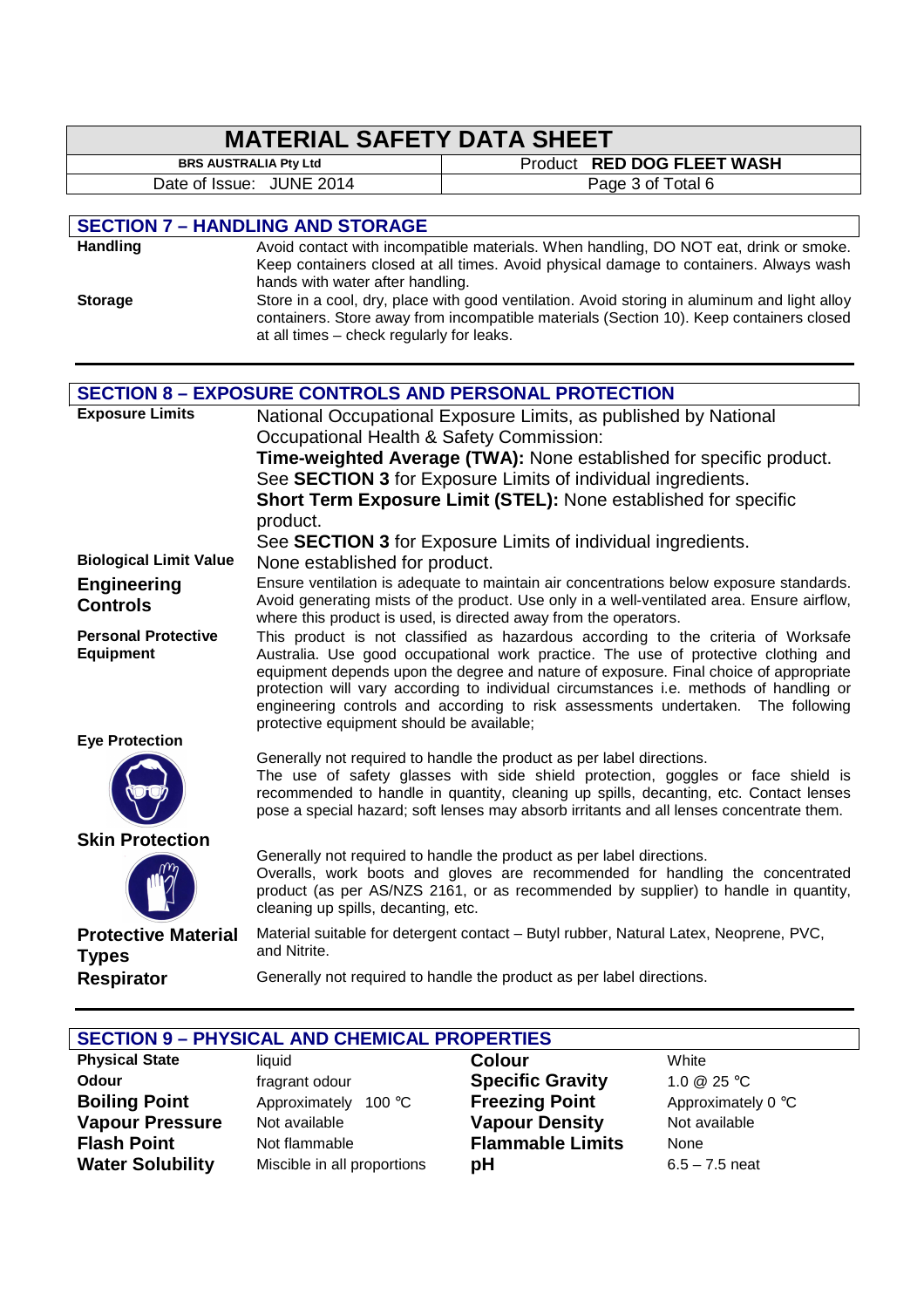## SECTION 7 – HANDLING AND STORAGE

| | |
|---|---|
| **Handling** | Avoid contact with incompatible materials. When handling, DO NOT eat, drink or smoke. Keep containers closed at all times. Avoid physical damage to containers. Always wash hands with water after handling. |
| **Storage** | Store in a cool, dry, place with good ventilation. Avoid storing in aluminum and light alloy containers. Store away from incompatible materials (Section 10). Keep containers closed at all times – check regularly for leaks. |

## SECTION 8 – EXPOSURE CONTROLS AND PERSONAL PROTECTION

| | |
|---|---|
| **Exposure Limits** | National Occupational Exposure Limits, as published by National Occupational Health & Safety Commission:<br>**Time-weighted Average (TWA):** None established for specific product. See **SECTION 3** for Exposure Limits of individual ingredients.<br>**Short Term Exposure Limit (STEL):** None established for specific product.<br>See **SECTION 3** for Exposure Limits of individual ingredients. |
| **Biological Limit Value** | None established for product. |
| **Engineering Controls** | Ensure ventilation is adequate to maintain air concentrations below exposure standards. Avoid generating mists of the product. Use only in a well-ventilated area. Ensure airflow, where this product is used, is directed away from the operators. |
| **Personal Protective Equipment** | This product is not classified as hazardous according to the criteria of Worksafe Australia. Use good occupational work practice. The use of protective clothing and equipment depends upon the degree and nature of exposure. Final choice of appropriate protection will vary according to individual circumstances i.e. methods of handling or engineering controls and according to risk assessments undertaken. The following protective equipment should be available; |
| **Eye Protection** | Generally not required to handle the product as per label directions.<br>The use of safety glasses with side shield protection, goggles or face shield is recommended to handle in quantity, cleaning up spills, decanting, etc. Contact lenses pose a special hazard; soft lenses may absorb irritants and all lenses concentrate them. |
| **Skin Protection** | Generally not required to handle the product as per label directions.<br>Overalls, work boots and gloves are recommended for handling the concentrated product (as per AS/NZS 2161, or as recommended by supplier) to handle in quantity, cleaning up spills, decanting, etc. |
| **Protective Material Types** | Material suitable for detergent contact – Butyl rubber, Natural Latex, Neoprene, PVC, and Nitrite. |
| **Respirator** | Generally not required to handle the product as per label directions. |

## SECTION 9 – PHYSICAL AND CHEMICAL PROPERTIES

| | | | |
|---|---|---|---|
| **Physical State** | liquid | **Colour** | White |
| **Odour** | fragrant odour | **Specific Gravity** | 1.0 @ 25 °C |
| **Boiling Point** | Approximately 100 °C | **Freezing Point** | Approximately 0 °C |
| **Vapour Pressure** | Not available | **Vapour Density** | Not available |
| **Flash Point** | Not flammable | **Flammable Limits** | None |
| **Water Solubility** | Miscible in all proportions | **pH** | 6.5 – 7.5 neat |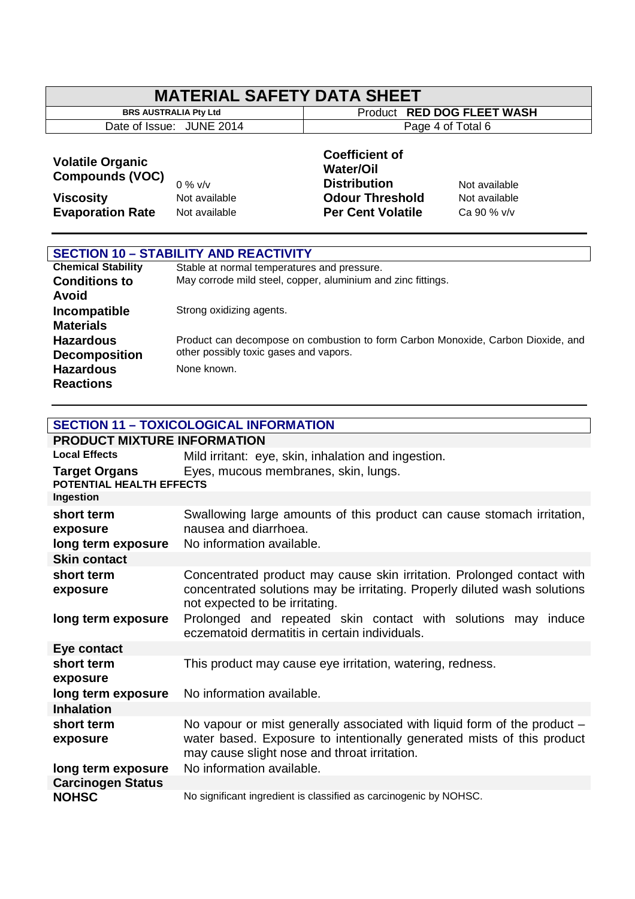| | | | |
|---|---|---|---|
| **Volatile Organic Compounds (VOC)** | 0 % v/v | **Coefficient of Water/Oil Distribution** | Not available |
| **Viscosity** | Not available | **Odour Threshold** | Not available |
| **Evaporation Rate** | Not available | **Per Cent Volatile** | Ca 90 % v/v |

## SECTION 10 – STABILITY AND REACTIVITY

| | |
|---|---|
| **Chemical Stability** | Stable at normal temperatures and pressure. |
| **Conditions to Avoid** | May corrode mild steel, copper, aluminium and zinc fittings. |
| **Incompatible Materials** | Strong oxidizing agents. |
| **Hazardous Decomposition** | Product can decompose on combustion to form Carbon Monoxide, Carbon Dioxide, and other possibly toxic gases and vapors. |
| **Hazardous Reactions** | None known. |

## SECTION 11 – TOXICOLOGICAL INFORMATION

### PRODUCT MIXTURE INFORMATION

| | |
|---|---|
| **Local Effects** | Mild irritant: eye, skin, inhalation and ingestion. |
| **Target Organs** | Eyes, mucous membranes, skin, lungs. |

**POTENTIAL HEALTH EFFECTS**

**Ingestion**

| | |
|---|---|
| **short term exposure** | Swallowing large amounts of this product can cause stomach irritation, nausea and diarrhoea. |
| **long term exposure** | No information available. |

**Skin contact**

| | |
|---|---|
| **short term exposure** | Concentrated product may cause skin irritation. Prolonged contact with concentrated solutions may be irritating. Properly diluted wash solutions not expected to be irritating. |
| **long term exposure** | Prolonged and repeated skin contact with solutions may induce eczematoid dermatitis in certain individuals. |

**Eye contact**

| | |
|---|---|
| **short term exposure** | This product may cause eye irritation, watering, redness. |
| **long term exposure** | No information available. |

**Inhalation**

| | |
|---|---|
| **short term exposure** | No vapour or mist generally associated with liquid form of the product – water based. Exposure to intentionally generated mists of this product may cause slight nose and throat irritation. |
| **long term exposure** | No information available. |

**Carcinogen Status**

| | |
|---|---|
| **NOHSC** | No significant ingredient is classified as carcinogenic by NOHSC. |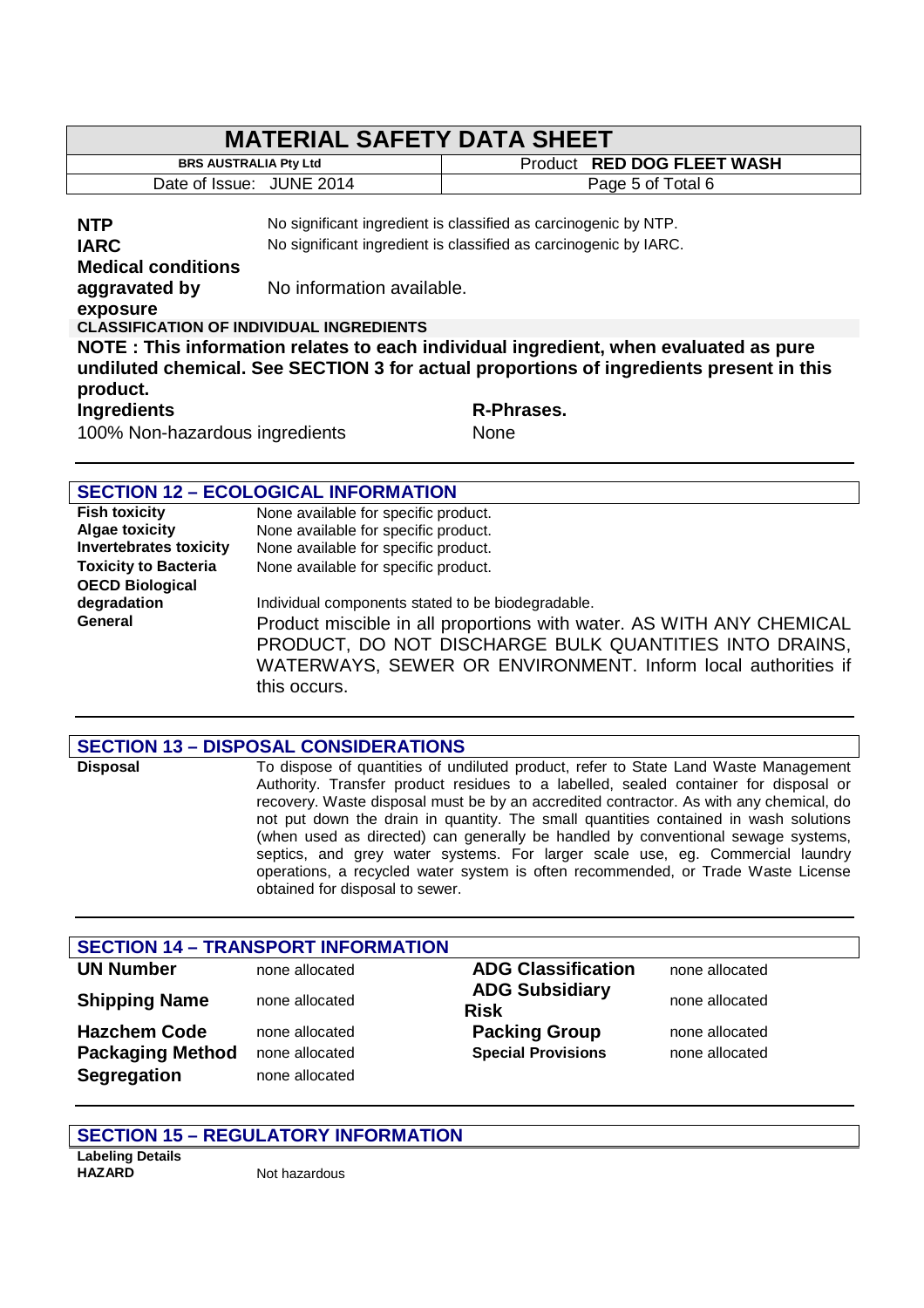| | |
|---|---|
| **NTP** | No significant ingredient is classified as carcinogenic by NTP. |
| **IARC** | No significant ingredient is classified as carcinogenic by IARC. |
| **Medical conditions aggravated by exposure** | No information available. |

**CLASSIFICATION OF INDIVIDUAL INGREDIENTS**

**NOTE : This information relates to each individual ingredient, when evaluated as pure undiluted chemical. See SECTION 3 for actual proportions of ingredients present in this product.**

| Ingredients | R-Phrases. |
|---|---|
| 100% Non-hazardous ingredients | None |

## SECTION 12 – ECOLOGICAL INFORMATION

| | |
|---|---|
| **Fish toxicity** | None available for specific product. |
| **Algae toxicity** | None available for specific product. |
| **Invertebrates toxicity** | None available for specific product. |
| **Toxicity to Bacteria** | None available for specific product. |
| **OECD Biological degradation** | Individual components stated to be biodegradable. |
| **General** | Product miscible in all proportions with water. AS WITH ANY CHEMICAL PRODUCT, DO NOT DISCHARGE BULK QUANTITIES INTO DRAINS, WATERWAYS, SEWER OR ENVIRONMENT. Inform local authorities if this occurs. |

## SECTION 13 – DISPOSAL CONSIDERATIONS

**Disposal**

To dispose of quantities of undiluted product, refer to State Land Waste Management Authority. Transfer product residues to a labelled, sealed container for disposal or recovery. Waste disposal must be by an accredited contractor. As with any chemical, do not put down the drain in quantity. The small quantities contained in wash solutions (when used as directed) can generally be handled by conventional sewage systems, septics, and grey water systems. For larger scale use, eg. Commercial laundry operations, a recycled water system is often recommended, or Trade Waste License obtained for disposal to sewer.

## SECTION 14 – TRANSPORT INFORMATION

| | | | |
|---|---|---|---|
| **UN Number** | none allocated | **ADG Classification** | none allocated |
| **Shipping Name** | none allocated | **ADG Subsidiary Risk** | none allocated |
| **Hazchem Code** | none allocated | **Packing Group** | none allocated |
| **Packaging Method** | none allocated | **Special Provisions** | none allocated |
| **Segregation** | none allocated | | |

## SECTION 15 – REGULATORY INFORMATION

**Labeling Details**

| | |
|---|---|
| **HAZARD** | Not hazardous |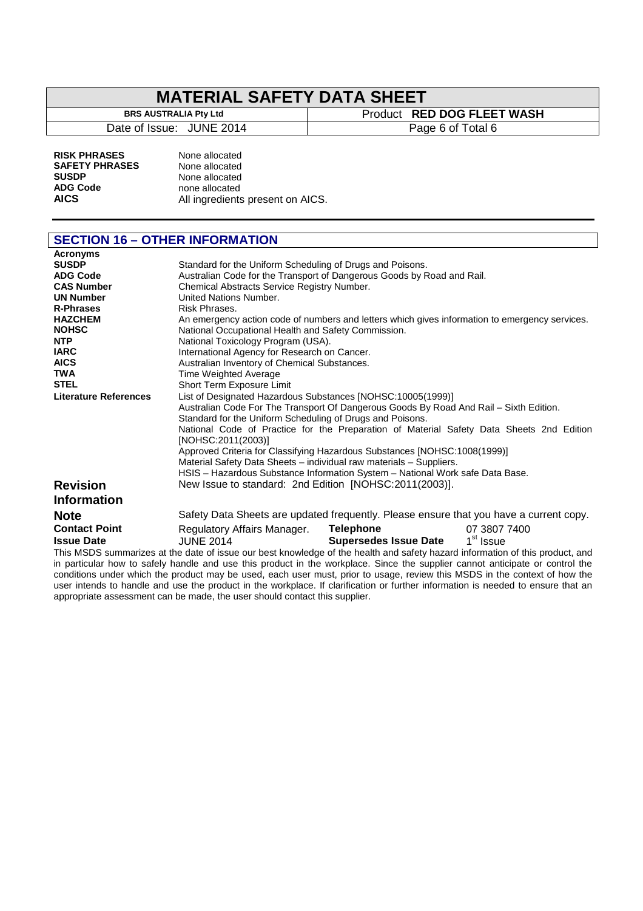| | |
|---|---|
| **RISK PHRASES** | None allocated |
| **SAFETY PHRASES** | None allocated |
| **SUSDP** | None allocated |
| **ADG Code** | none allocated |
| **AICS** | All ingredients present on AICS. |

## SECTION 16 – OTHER INFORMATION

| | |
|---|---|
| **Acronyms** | |
| **SUSDP** | Standard for the Uniform Scheduling of Drugs and Poisons. |
| **ADG Code** | Australian Code for the Transport of Dangerous Goods by Road and Rail. |
| **CAS Number** | Chemical Abstracts Service Registry Number. |
| **UN Number** | United Nations Number. |
| **R-Phrases** | Risk Phrases. |
| **HAZCHEM** | An emergency action code of numbers and letters which gives information to emergency services. |
| **NOHSC** | National Occupational Health and Safety Commission. |
| **NTP** | National Toxicology Program (USA). |
| **IARC** | International Agency for Research on Cancer. |
| **AICS** | Australian Inventory of Chemical Substances. |
| **TWA** | Time Weighted Average |
| **STEL** | Short Term Exposure Limit |
| **Literature References** | List of Designated Hazardous Substances [NOHSC:10005(1999)]<br>Australian Code For The Transport Of Dangerous Goods By Road And Rail – Sixth Edition.<br>Standard for the Uniform Scheduling of Drugs and Poisons.<br>National Code of Practice for the Preparation of Material Safety Data Sheets 2nd Edition [NOHSC:2011(2003)]<br>Approved Criteria for Classifying Hazardous Substances [NOHSC:1008(1999)]<br>Material Safety Data Sheets – individual raw materials – Suppliers.<br>HSIS – Hazardous Substance Information System – National Work safe Data Base. |
| **Revision Information** | New Issue to standard: 2nd Edition [NOHSC:2011(2003)]. |
| **Note** | Safety Data Sheets are updated frequently. Please ensure that you have a current copy. |

| | | | |
|---|---|---|---|
| **Contact Point** | Regulatory Affairs Manager. | **Telephone** | 07 3807 7400 |
| **Issue Date** | JUNE 2014 | **Supersedes Issue Date** | 1st Issue |

This MSDS summarizes at the date of issue our best knowledge of the health and safety hazard information of this product, and in particular how to safely handle and use this product in the workplace. Since the supplier cannot anticipate or control the conditions under which the product may be used, each user must, prior to usage, review this MSDS in the context of how the user intends to handle and use the product in the workplace. If clarification or further information is needed to ensure that an appropriate assessment can be made, the user should contact this supplier.